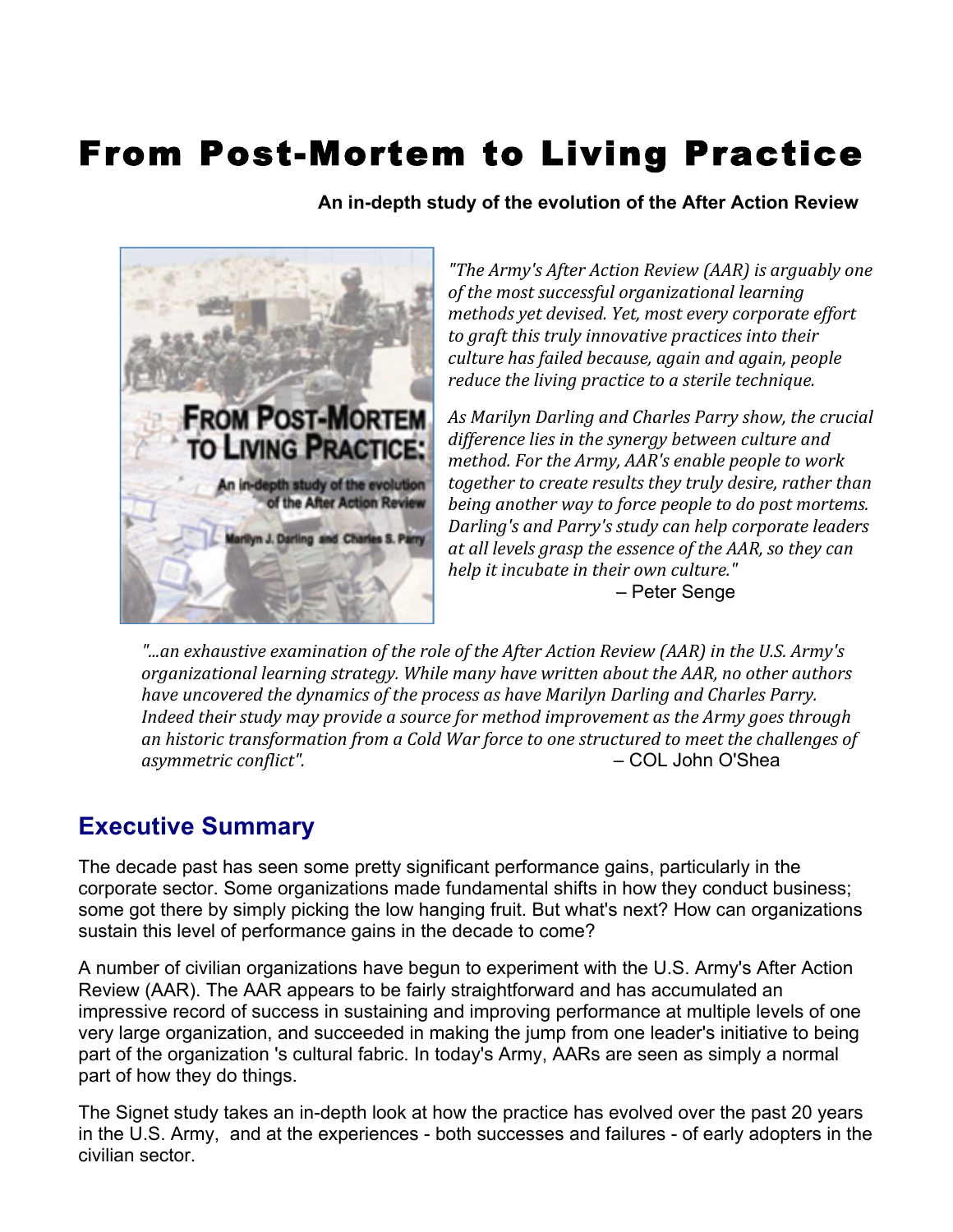# From Post-Mortem to Living Practice

**An in-depth study of the evolution of the After Action Review**

*"The Army's After Action Review (AAR) is arguably one of the most successful organizational learning methods yet devised. Yet, most every corporate effort to graft this truly innovative practices into their culture has failed because, again and again, people reduce the living practice to a sterile technique.*

*As Marilyn Darling and Charles Parry show, the crucial difference lies in the synergy between culture and method. For the Army, AAR's enable people to work together to create results they truly desire, rather than being another way to force people to do post mortems. Darling's and Parry's study can help corporate leaders at all levels grasp the essence of the AAR, so they can help it incubate in their own culture."*

– Peter Senge

*"...an exhaustive examination of the role of the After Action Review (AAR) in the U.S. Army's organizational learning strategy. While many have written about the AAR, no other authors have uncovered the dynamics of the process as have Marilyn Darling and Charles Parry. Indeed their study may provide a source for method improvement as the Army goes through an historic transformation from a Cold War force to one structured to meet the challenges of asymmetric conflict".*

– COL John O'Shea

## Executive Summary

The decade past has seen some pretty significant performance gains, particularly in the corporate sector. Some organizations made fundamental shifts in how they conduct business; some got there by simply picking the low hanging fruit. But what's next? How can organizations sustain this level of performance gains in the decade to come?

A number of civilian organizations have begun to experiment with the U.S. Army's After Action Review (AAR). The AAR appears to be fairly straightforward and has accumulated an impressive record of success in sustaining and improving performance at multiple levels of one very large organization, and succeeded in making the jump from one leader's initiative to being part of the organization 's cultural fabric. In today's Army, AARs are seen as simply a normal part of how they do things.

The Signet study takes an in-depth look at how the practice has evolved over the past 20 years in the U.S. Army, and at the experiences - both successes and failures - of early adopters in the civilian sector.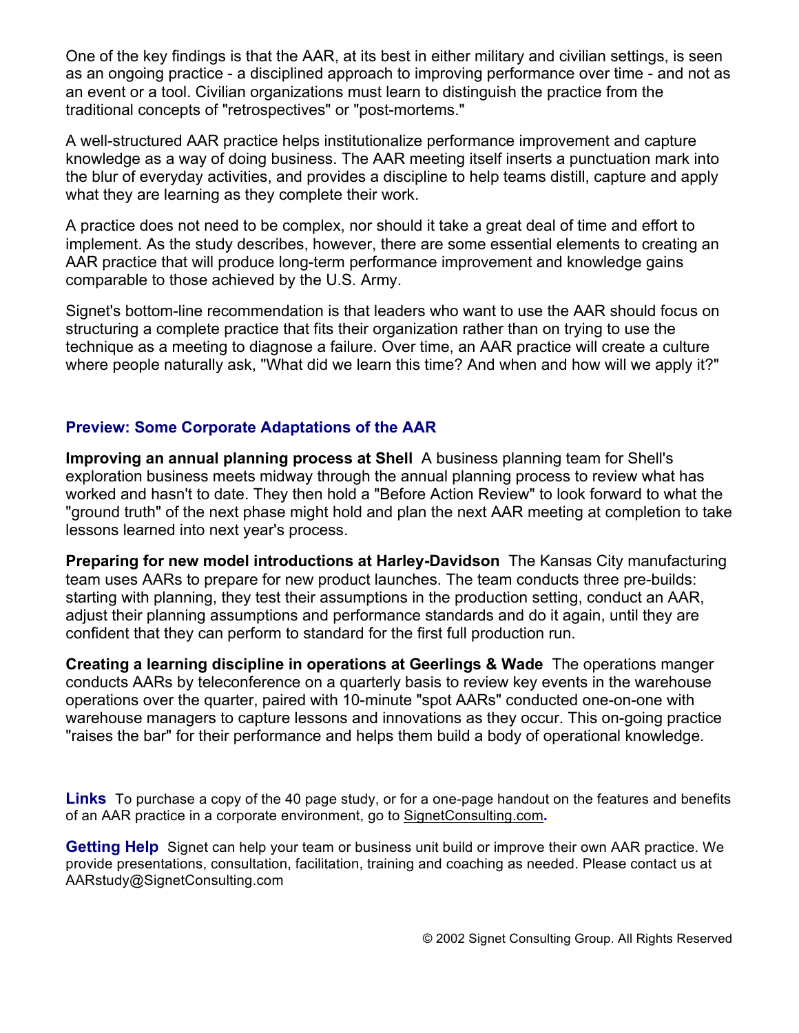One of the key findings is that the AAR, at its best in either military and civilian settings, is seen as an ongoing practice - a disciplined approach to improving performance over time - and not as an event or a tool. Civilian organizations must learn to distinguish the practice from the traditional concepts of "retrospectives" or "post-mortems."

A well-structured AAR practice helps institutionalize performance improvement and capture knowledge as a way of doing business. The AAR meeting itself inserts a punctuation mark into the blur of everyday activities, and provides a discipline to help teams distill, capture and apply what they are learning as they complete their work.

A practice does not need to be complex, nor should it take a great deal of time and effort to implement. As the study describes, however, there are some essential elements to creating an AAR practice that will produce long-term performance improvement and knowledge gains comparable to those achieved by the U.S. Army.

Signet's bottom-line recommendation is that leaders who want to use the AAR should focus on structuring a complete practice that fits their organization rather than on trying to use the technique as a meeting to diagnose a failure. Over time, an AAR practice will create a culture where people naturally ask, "What did we learn this time? And when and how will we apply it?"

## Preview: Some Corporate Adaptations of the AAR

**Improving an annual planning process at Shell** A business planning team for Shell's exploration business meets midway through the annual planning process to review what has worked and hasn't to date. They then hold a "Before Action Review" to look forward to what the "ground truth" of the next phase might hold and plan the next AAR meeting at completion to take lessons learned into next year's process.

**Preparing for new model introductions at Harley-Davidson** The Kansas City manufacturing team uses AARs to prepare for new product launches. The team conducts three pre-builds: starting with planning, they test their assumptions in the production setting, conduct an AAR, adjust their planning assumptions and performance standards and do it again, until they are confident that they can perform to standard for the first full production run.

**Creating a learning discipline in operations at Geerlings & Wade** The operations manger conducts AARs by teleconference on a quarterly basis to review key events in the warehouse operations over the quarter, paired with 10-minute "spot AARs" conducted one-on-one with warehouse managers to capture lessons and innovations as they occur. This on-going practice "raises the bar" for their performance and helps them build a body of operational knowledge.

**Links** To purchase a copy of the 40 page study, or for a one-page handout on the features and benefits of an AAR practice in a corporate environment, go to SignetConsulting.com**.**

**Getting Help** Signet can help your team or business unit build or improve their own AAR practice. We provide presentations, consultation, facilitation, training and coaching as needed. Please contact us at AARstudy@SignetConsulting.com

© 2002 Signet Consulting Group. All Rights Reserved